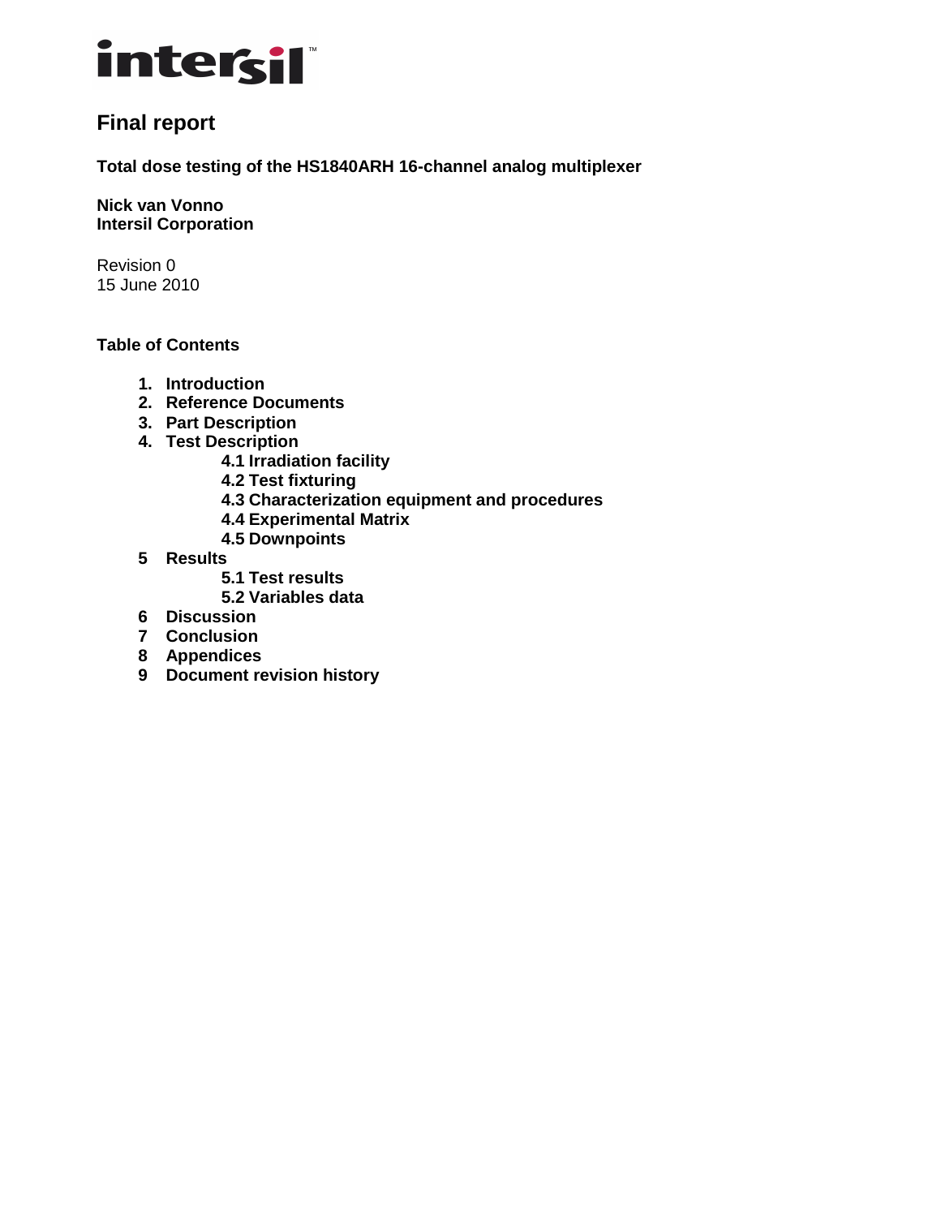intersil™

# Final report

**Total dose testing of the HS1840ARH 16-channel analog multiplexer**

**Nick van Vonno**
**Intersil Corporation**

Revision 0
15 June 2010

**Table of Contents**

1. **Introduction**
2. **Reference Documents**
3. **Part Description**
4. **Test Description**
   - **4.1 Irradiation facility**
   - **4.2 Test fixturing**
   - **4.3 Characterization equipment and procedures**
   - **4.4 Experimental Matrix**
   - **4.5 Downpoints**
5. **Results**
   - **5.1 Test results**
   - **5.2 Variables data**
6. **Discussion**
7. **Conclusion**
8. **Appendices**
9. **Document revision history**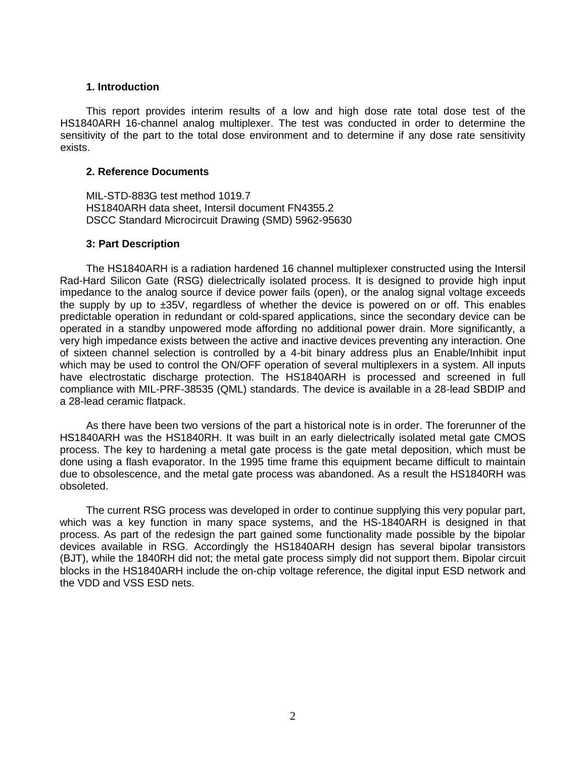### 1. Introduction

This report provides interim results of a low and high dose rate total dose test of the HS1840ARH 16-channel analog multiplexer. The test was conducted in order to determine the sensitivity of the part to the total dose environment and to determine if any dose rate sensitivity exists.

### 2. Reference Documents

MIL-STD-883G test method 1019.7
HS1840ARH data sheet, Intersil document FN4355.2
DSCC Standard Microcircuit Drawing (SMD) 5962-95630

### 3: Part Description

The HS1840ARH is a radiation hardened 16 channel multiplexer constructed using the Intersil Rad-Hard Silicon Gate (RSG) dielectrically isolated process. It is designed to provide high input impedance to the analog source if device power fails (open), or the analog signal voltage exceeds the supply by up to ±35V, regardless of whether the device is powered on or off. This enables predictable operation in redundant or cold-spared applications, since the secondary device can be operated in a standby unpowered mode affording no additional power drain. More significantly, a very high impedance exists between the active and inactive devices preventing any interaction. One of sixteen channel selection is controlled by a 4-bit binary address plus an Enable/Inhibit input which may be used to control the ON/OFF operation of several multiplexers in a system. All inputs have electrostatic discharge protection. The HS1840ARH is processed and screened in full compliance with MIL-PRF-38535 (QML) standards. The device is available in a 28-lead SBDIP and a 28-lead ceramic flatpack.

As there have been two versions of the part a historical note is in order. The forerunner of the HS1840ARH was the HS1840RH. It was built in an early dielectrically isolated metal gate CMOS process. The key to hardening a metal gate process is the gate metal deposition, which must be done using a flash evaporator. In the 1995 time frame this equipment became difficult to maintain due to obsolescence, and the metal gate process was abandoned. As a result the HS1840RH was obsoleted.

The current RSG process was developed in order to continue supplying this very popular part, which was a key function in many space systems, and the HS-1840ARH is designed in that process. As part of the redesign the part gained some functionality made possible by the bipolar devices available in RSG. Accordingly the HS1840ARH design has several bipolar transistors (BJT), while the 1840RH did not; the metal gate process simply did not support them. Bipolar circuit blocks in the HS1840ARH include the on-chip voltage reference, the digital input ESD network and the VDD and VSS ESD nets.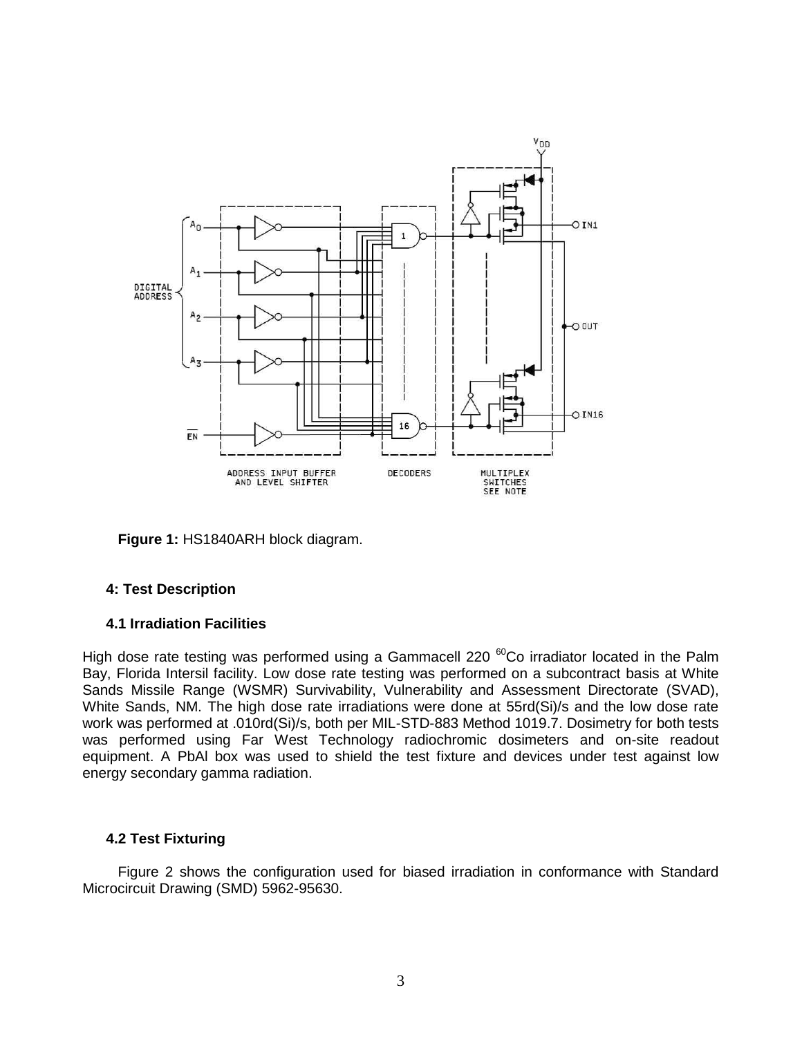**Figure 1:** HS1840ARH block diagram.

## 4: Test Description

### 4.1 Irradiation Facilities

High dose rate testing was performed using a Gammacell 220 $^{60}$Co irradiator located in the Palm Bay, Florida Intersil facility. Low dose rate testing was performed on a subcontract basis at White Sands Missile Range (WSMR) Survivability, Vulnerability and Assessment Directorate (SVAD), White Sands, NM. The high dose rate irradiations were done at 55rd(Si)/s and the low dose rate work was performed at .010rd(Si)/s, both per MIL-STD-883 Method 1019.7. Dosimetry for both tests was performed using Far West Technology radiochromic dosimeters and on-site readout equipment. A PbAl box was used to shield the test fixture and devices under test against low energy secondary gamma radiation.

### 4.2 Test Fixturing

Figure 2 shows the configuration used for biased irradiation in conformance with Standard Microcircuit Drawing (SMD) 5962-95630.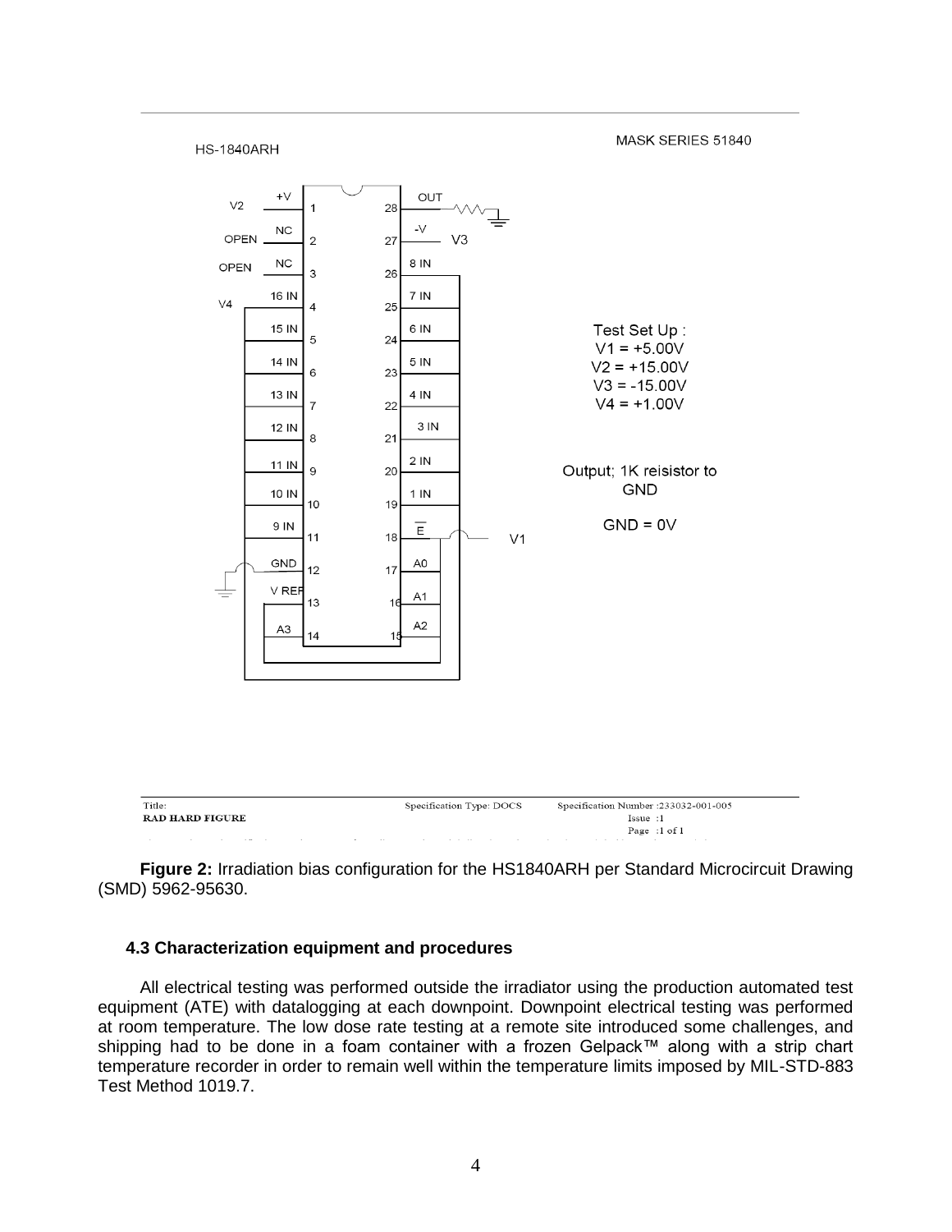**Figure 2:** Irradiation bias configuration for the HS1840ARH per Standard Microcircuit Drawing (SMD) 5962-95630.

### 4.3 Characterization equipment and procedures

All electrical testing was performed outside the irradiator using the production automated test equipment (ATE) with datalogging at each downpoint. Downpoint electrical testing was performed at room temperature. The low dose rate testing at a remote site introduced some challenges, and shipping had to be done in a foam container with a frozen Gelpack™ along with a strip chart temperature recorder in order to remain well within the temperature limits imposed by MIL-STD-883 Test Method 1019.7.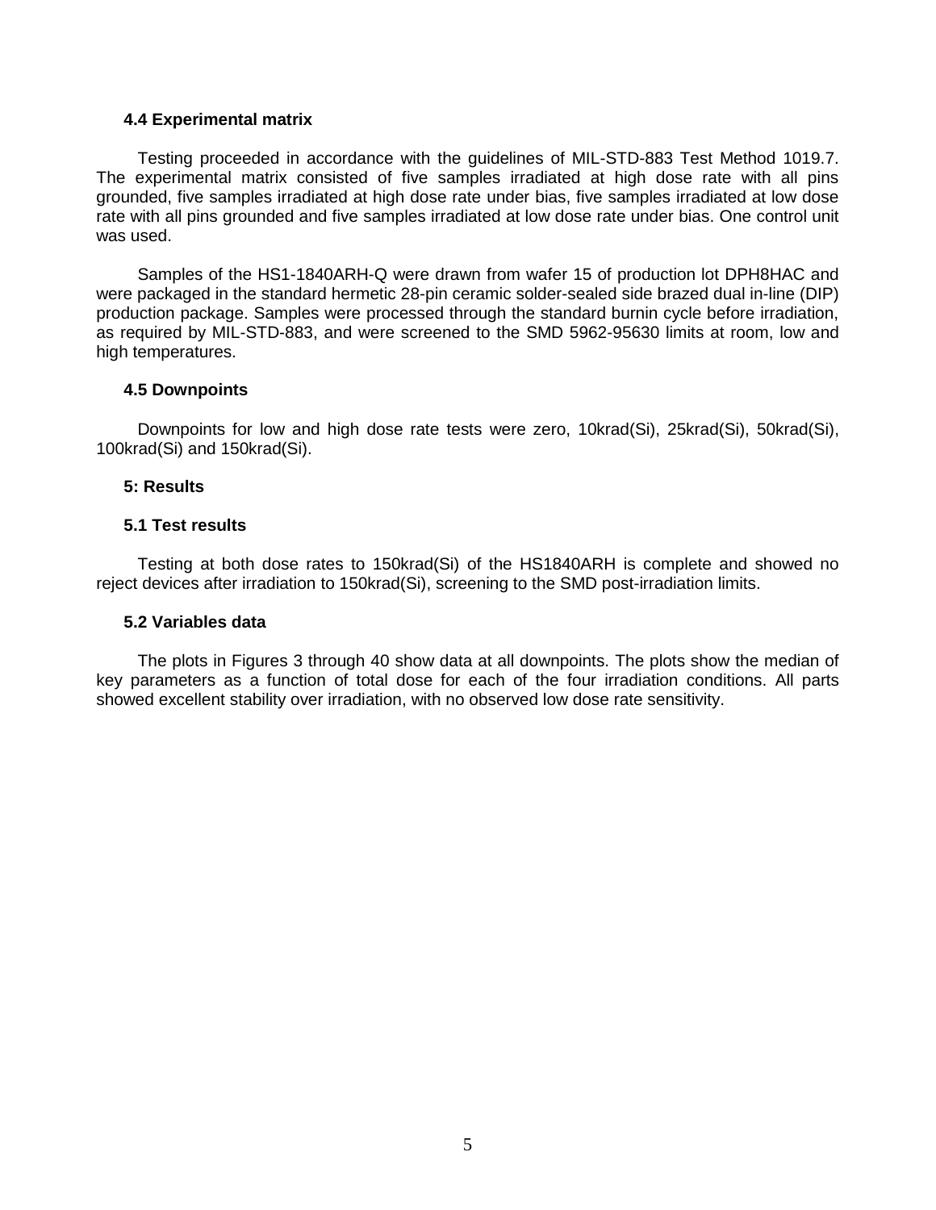### 4.4 Experimental matrix

Testing proceeded in accordance with the guidelines of MIL-STD-883 Test Method 1019.7. The experimental matrix consisted of five samples irradiated at high dose rate with all pins grounded, five samples irradiated at high dose rate under bias, five samples irradiated at low dose rate with all pins grounded and five samples irradiated at low dose rate under bias. One control unit was used.

Samples of the HS1-1840ARH-Q were drawn from wafer 15 of production lot DPH8HAC and were packaged in the standard hermetic 28-pin ceramic solder-sealed side brazed dual in-line (DIP) production package. Samples were processed through the standard burnin cycle before irradiation, as required by MIL-STD-883, and were screened to the SMD 5962-95630 limits at room, low and high temperatures.

### 4.5 Downpoints

Downpoints for low and high dose rate tests were zero, 10krad(Si), 25krad(Si), 50krad(Si), 100krad(Si) and 150krad(Si).

## 5: Results

### 5.1 Test results

Testing at both dose rates to 150krad(Si) of the HS1840ARH is complete and showed no reject devices after irradiation to 150krad(Si), screening to the SMD post-irradiation limits.

### 5.2 Variables data

The plots in Figures 3 through 40 show data at all downpoints. The plots show the median of key parameters as a function of total dose for each of the four irradiation conditions. All parts showed excellent stability over irradiation, with no observed low dose rate sensitivity.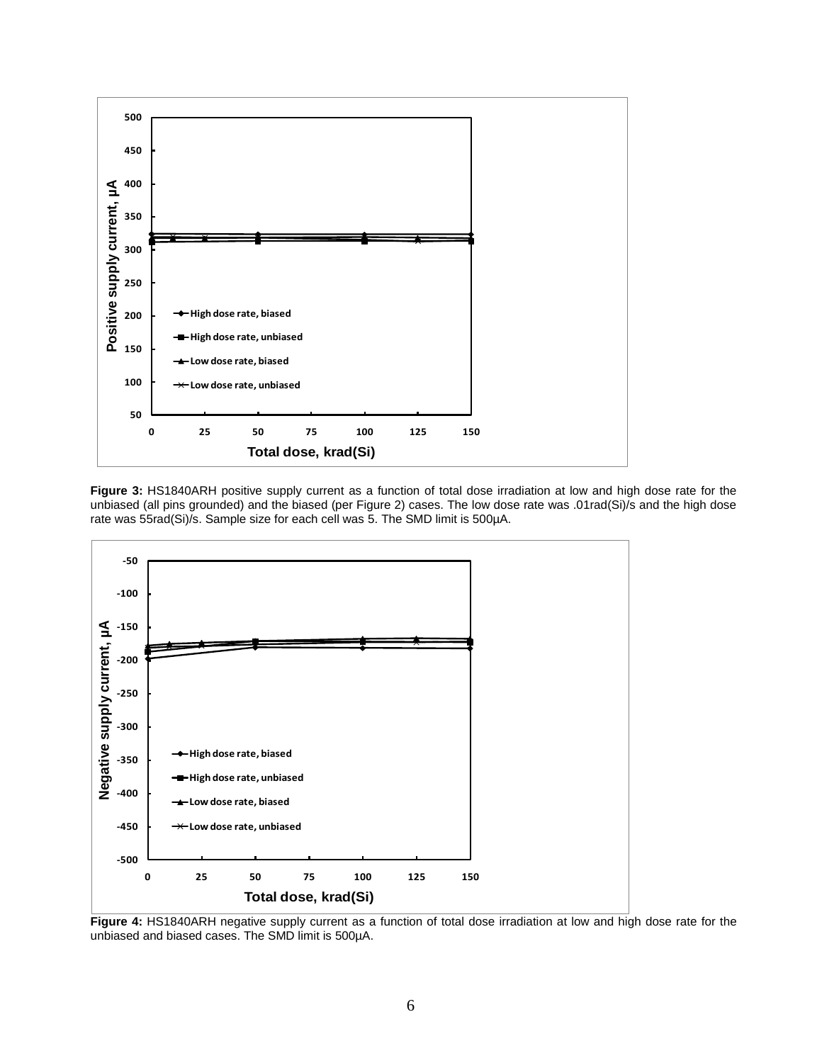**Figure 3:** HS1840ARH positive supply current as a function of total dose irradiation at low and high dose rate for the unbiased (all pins grounded) and the biased (per Figure 2) cases. The low dose rate was .01rad(Si)/s and the high dose rate was 55rad(Si)/s. Sample size for each cell was 5. The SMD limit is 500µA.

**Figure 4:** HS1840ARH negative supply current as a function of total dose irradiation at low and high dose rate for the unbiased and biased cases. The SMD limit is 500µA.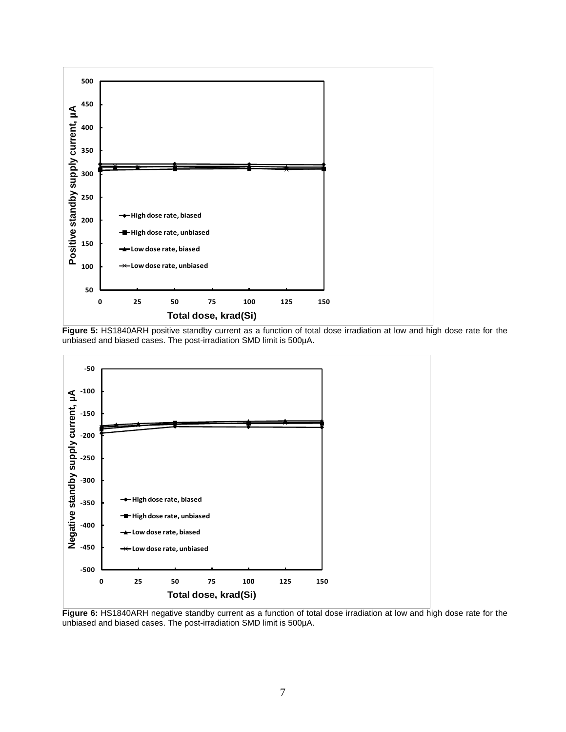**Figure 5:** HS1840ARH positive standby current as a function of total dose irradiation at low and high dose rate for the unbiased and biased cases. The post-irradiation SMD limit is 500µA.

**Figure 6:** HS1840ARH negative standby current as a function of total dose irradiation at low and high dose rate for the unbiased and biased cases. The post-irradiation SMD limit is 500µA.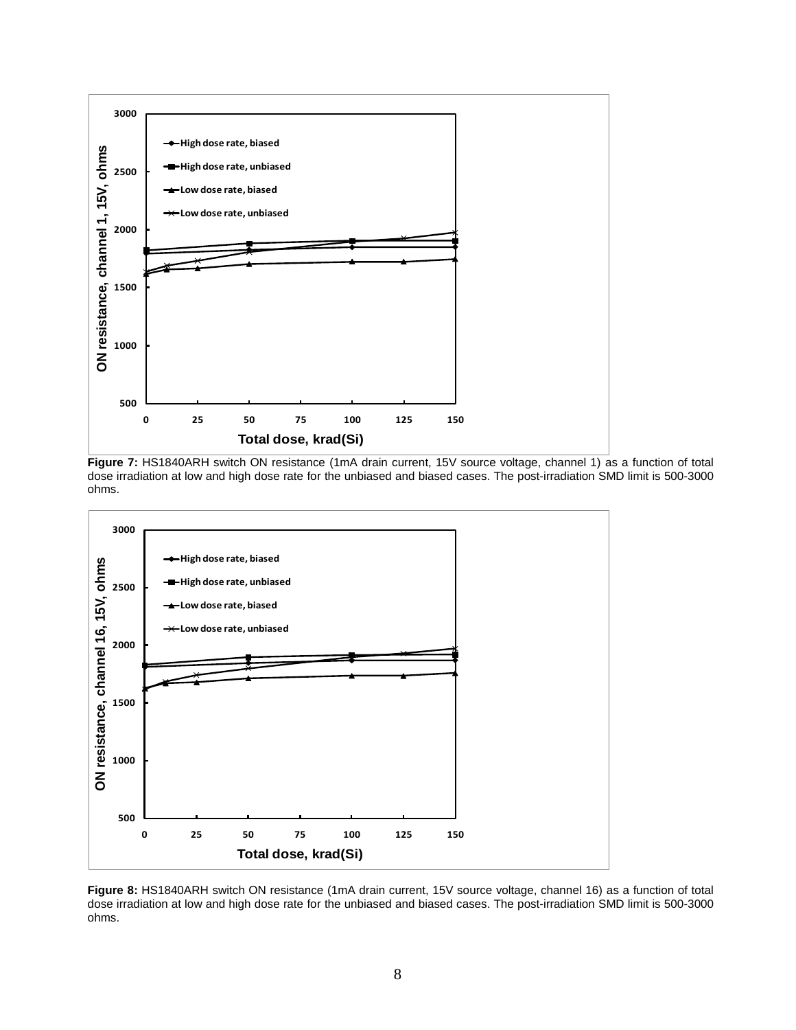**Figure 7:** HS1840ARH switch ON resistance (1mA drain current, 15V source voltage, channel 1) as a function of total dose irradiation at low and high dose rate for the unbiased and biased cases. The post-irradiation SMD limit is 500-3000 ohms.

**Figure 8:** HS1840ARH switch ON resistance (1mA drain current, 15V source voltage, channel 16) as a function of total dose irradiation at low and high dose rate for the unbiased and biased cases. The post-irradiation SMD limit is 500-3000 ohms.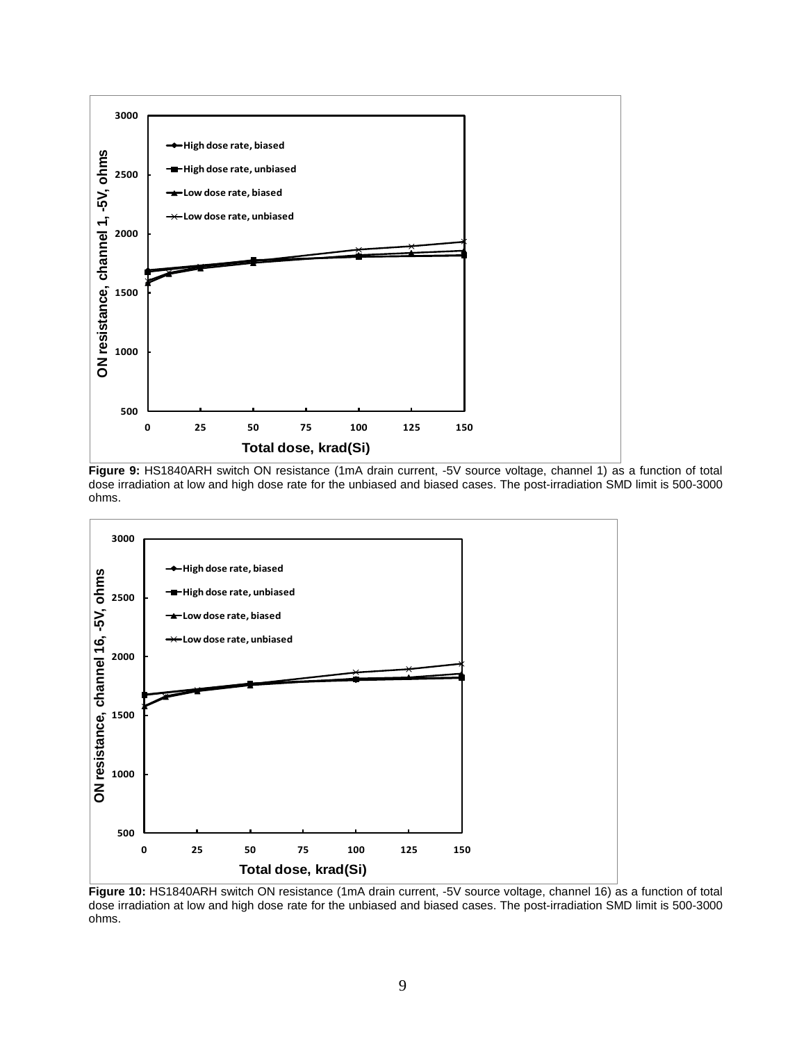**Figure 9:** HS1840ARH switch ON resistance (1mA drain current, -5V source voltage, channel 1) as a function of total dose irradiation at low and high dose rate for the unbiased and biased cases. The post-irradiation SMD limit is 500-3000 ohms.

**Figure 10:** HS1840ARH switch ON resistance (1mA drain current, -5V source voltage, channel 16) as a function of total dose irradiation at low and high dose rate for the unbiased and biased cases. The post-irradiation SMD limit is 500-3000 ohms.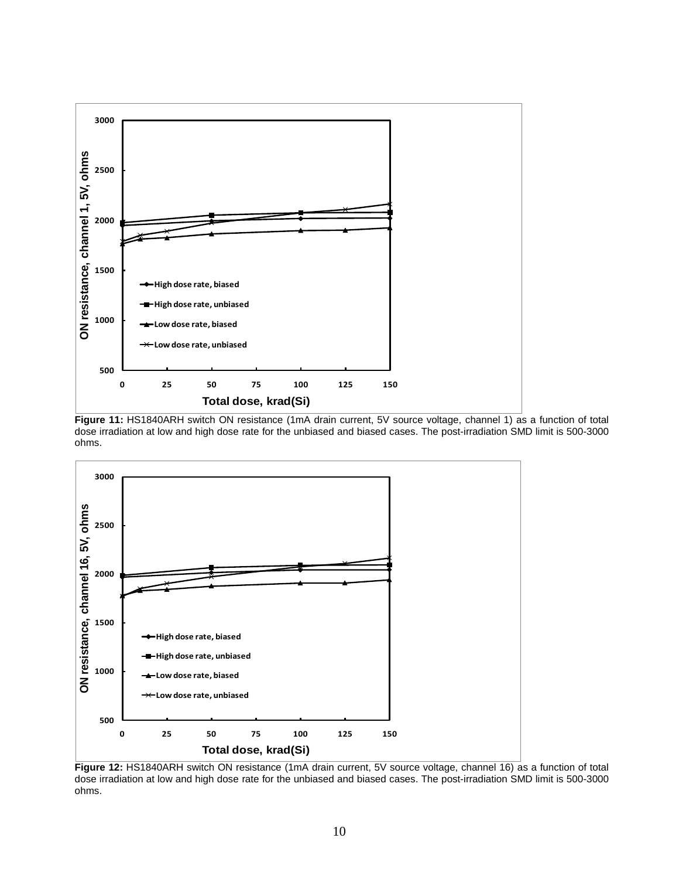**Figure 11:** HS1840ARH switch ON resistance (1mA drain current, 5V source voltage, channel 1) as a function of total dose irradiation at low and high dose rate for the unbiased and biased cases. The post-irradiation SMD limit is 500-3000 ohms.

**Figure 12:** HS1840ARH switch ON resistance (1mA drain current, 5V source voltage, channel 16) as a function of total dose irradiation at low and high dose rate for the unbiased and biased cases. The post-irradiation SMD limit is 500-3000 ohms.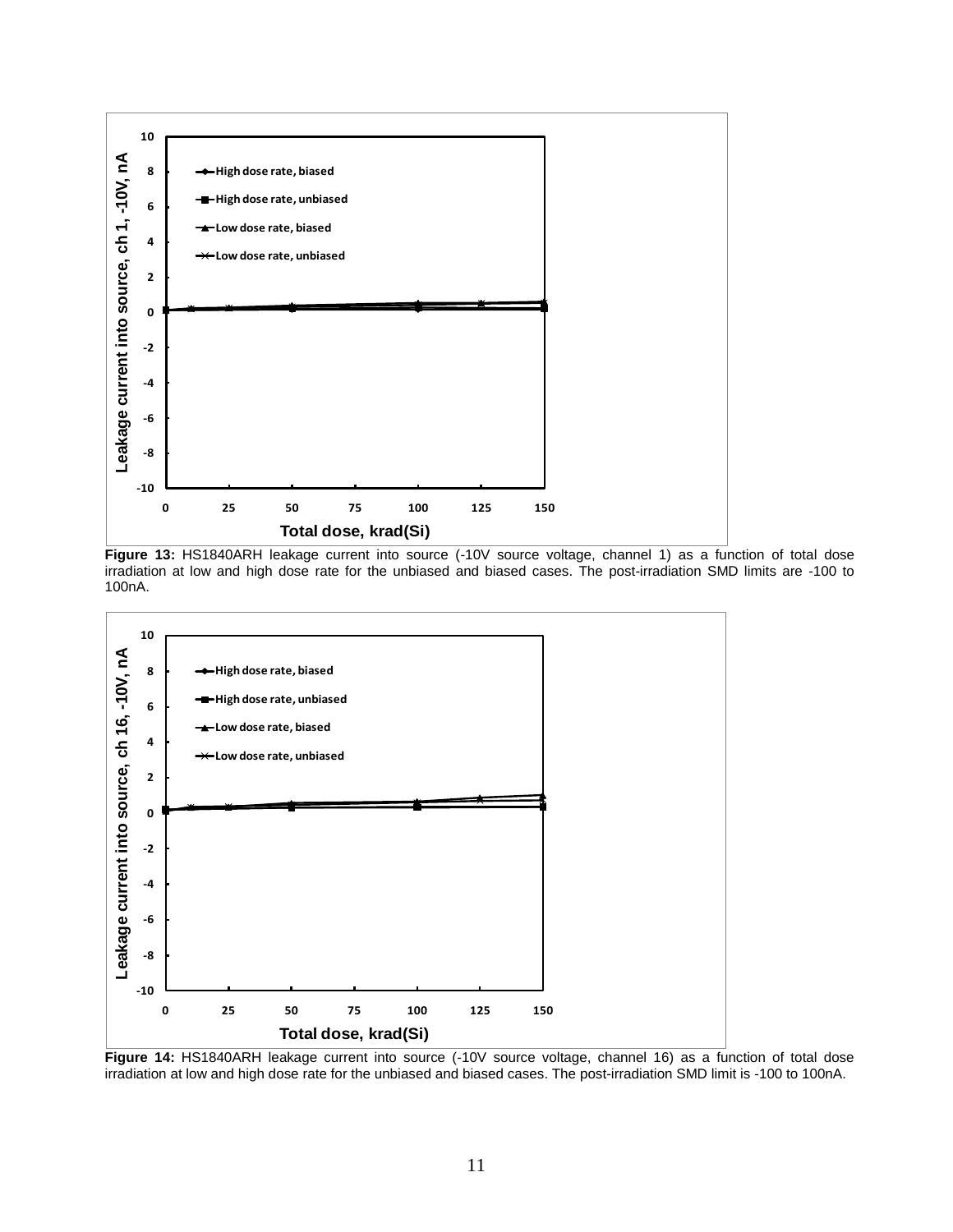**Figure 13:** HS1840ARH leakage current into source (-10V source voltage, channel 1) as a function of total dose irradiation at low and high dose rate for the unbiased and biased cases. The post-irradiation SMD limits are -100 to 100nA.

**Figure 14:** HS1840ARH leakage current into source (-10V source voltage, channel 16) as a function of total dose irradiation at low and high dose rate for the unbiased and biased cases. The post-irradiation SMD limit is -100 to 100nA.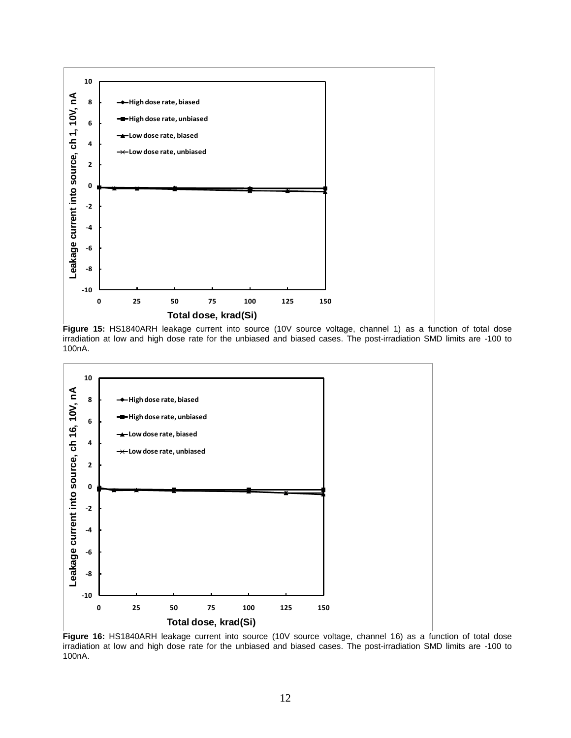**Figure 15:** HS1840ARH leakage current into source (10V source voltage, channel 1) as a function of total dose irradiation at low and high dose rate for the unbiased and biased cases. The post-irradiation SMD limits are -100 to 100nA.

**Figure 16:** HS1840ARH leakage current into source (10V source voltage, channel 16) as a function of total dose irradiation at low and high dose rate for the unbiased and biased cases. The post-irradiation SMD limits are -100 to 100nA.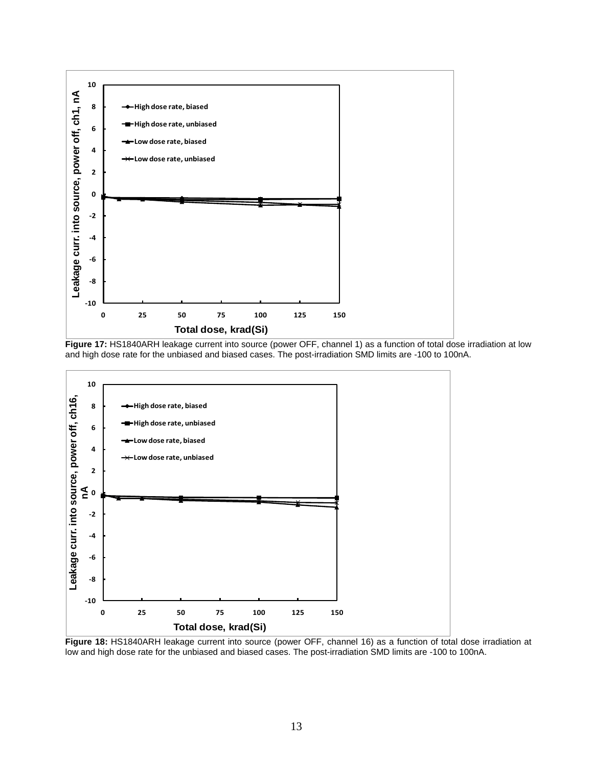**Figure 17:** HS1840ARH leakage current into source (power OFF, channel 1) as a function of total dose irradiation at low and high dose rate for the unbiased and biased cases. The post-irradiation SMD limits are -100 to 100nA.

**Figure 18:** HS1840ARH leakage current into source (power OFF, channel 16) as a function of total dose irradiation at low and high dose rate for the unbiased and biased cases. The post-irradiation SMD limits are -100 to 100nA.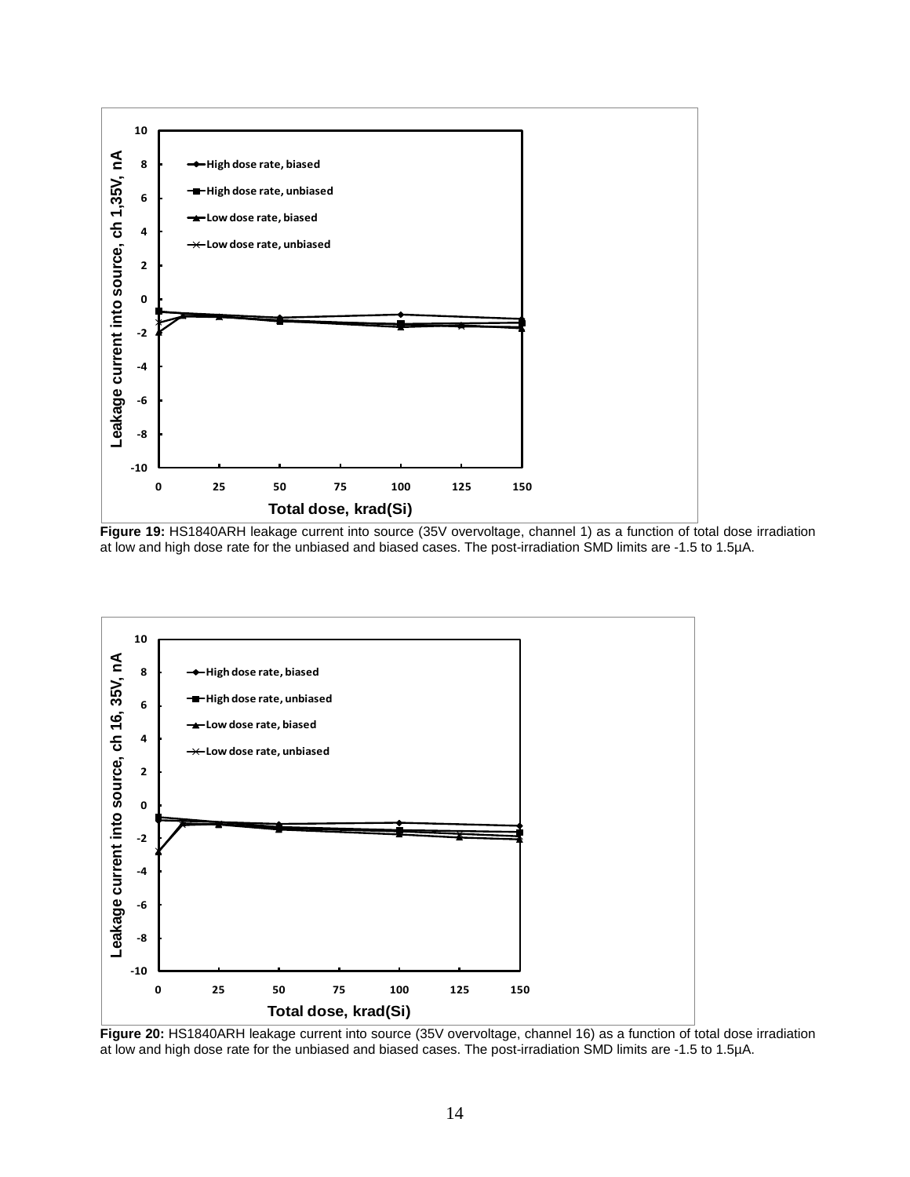**Figure 19:** HS1840ARH leakage current into source (35V overvoltage, channel 1) as a function of total dose irradiation at low and high dose rate for the unbiased and biased cases. The post-irradiation SMD limits are -1.5 to 1.5µA.

**Figure 20:** HS1840ARH leakage current into source (35V overvoltage, channel 16) as a function of total dose irradiation at low and high dose rate for the unbiased and biased cases. The post-irradiation SMD limits are -1.5 to 1.5µA.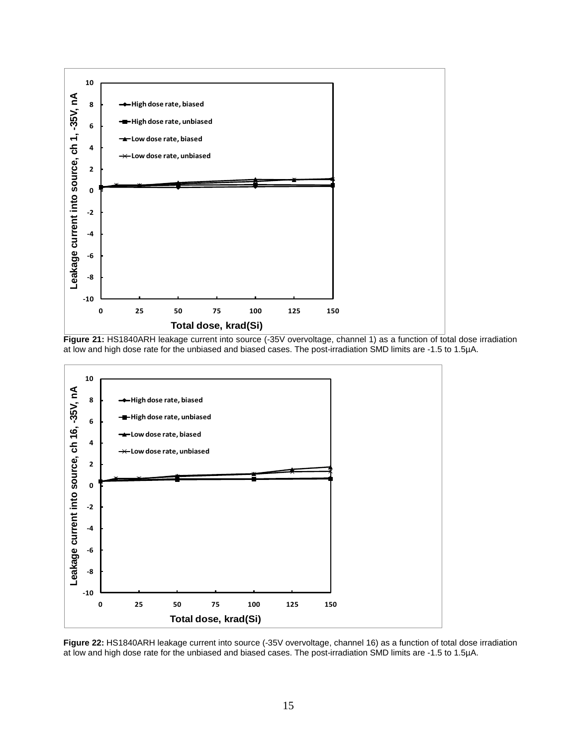**Figure 21:** HS1840ARH leakage current into source (-35V overvoltage, channel 1) as a function of total dose irradiation at low and high dose rate for the unbiased and biased cases. The post-irradiation SMD limits are -1.5 to 1.5µA.

**Figure 22:** HS1840ARH leakage current into source (-35V overvoltage, channel 16) as a function of total dose irradiation at low and high dose rate for the unbiased and biased cases. The post-irradiation SMD limits are -1.5 to 1.5µA.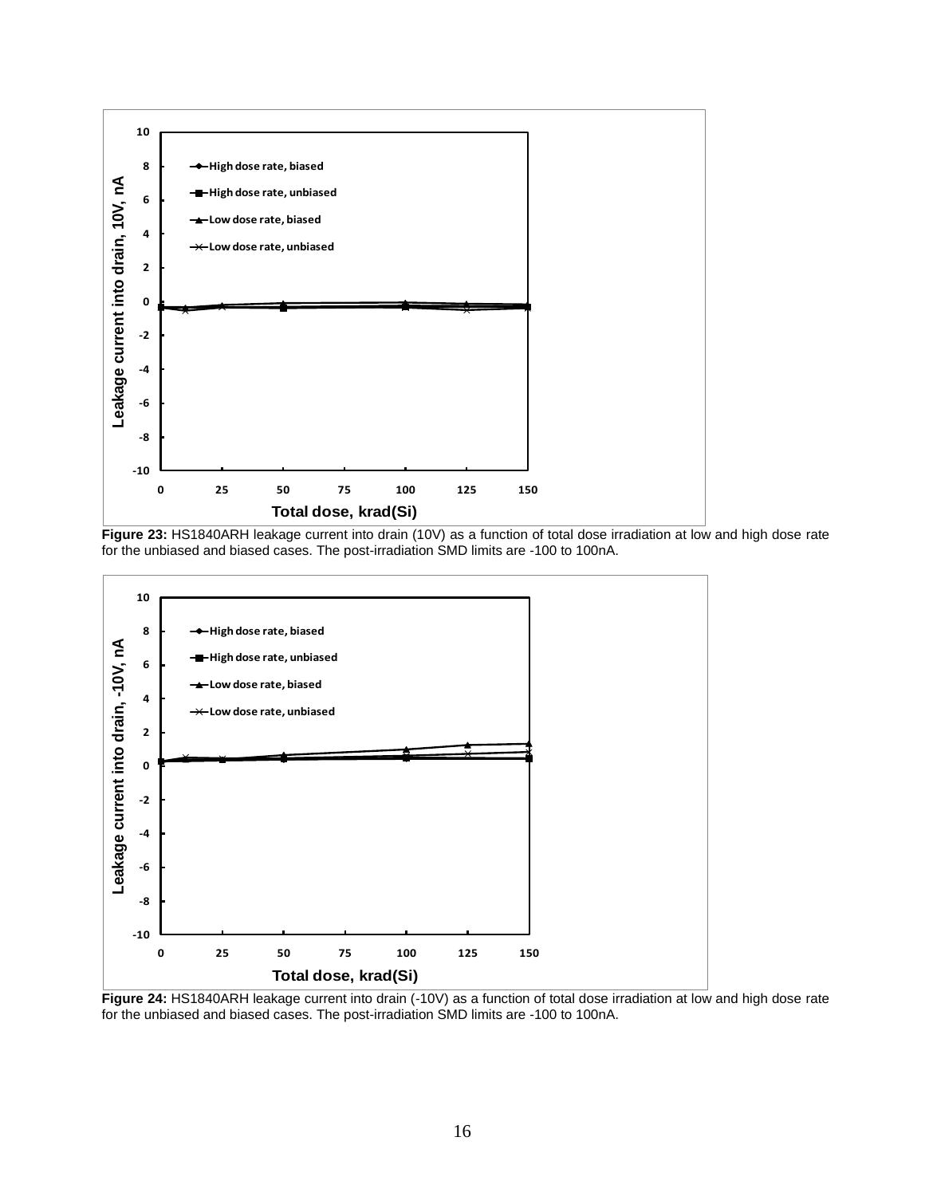**Figure 23:** HS1840ARH leakage current into drain (10V) as a function of total dose irradiation at low and high dose rate for the unbiased and biased cases. The post-irradiation SMD limits are -100 to 100nA.

**Figure 24:** HS1840ARH leakage current into drain (-10V) as a function of total dose irradiation at low and high dose rate for the unbiased and biased cases. The post-irradiation SMD limits are -100 to 100nA.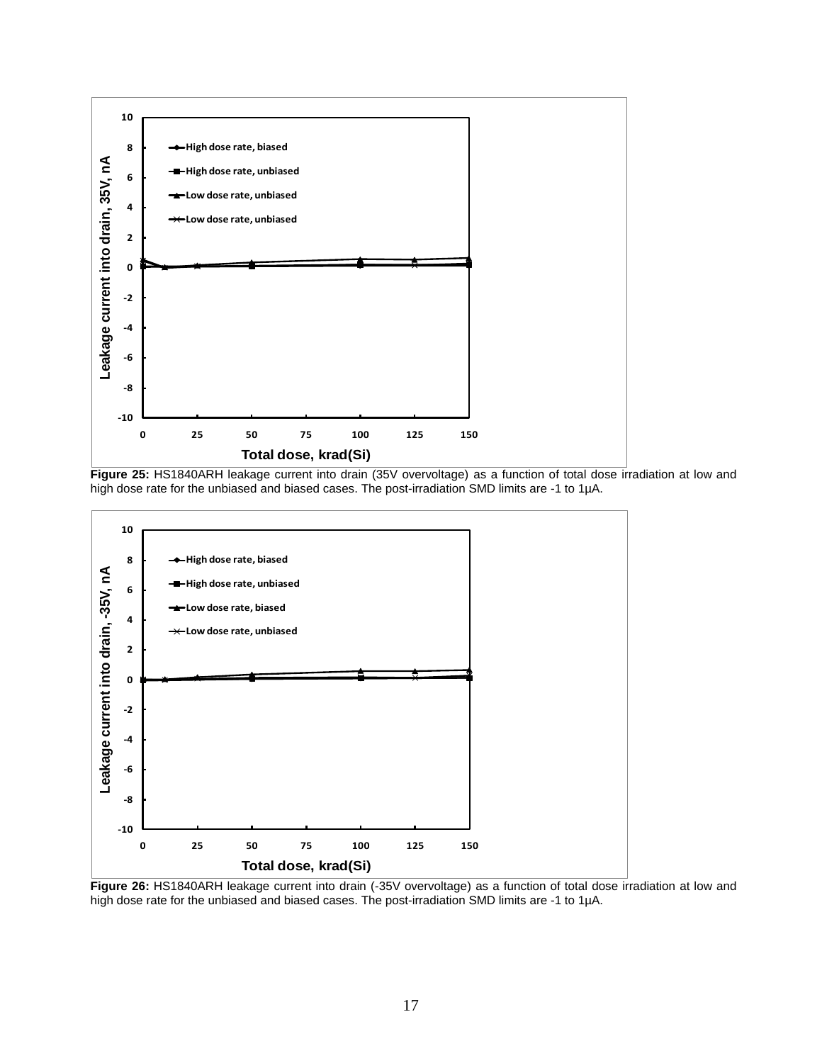**Figure 25:** HS1840ARH leakage current into drain (35V overvoltage) as a function of total dose irradiation at low and high dose rate for the unbiased and biased cases. The post-irradiation SMD limits are -1 to 1µA.

**Figure 26:** HS1840ARH leakage current into drain (-35V overvoltage) as a function of total dose irradiation at low and high dose rate for the unbiased and biased cases. The post-irradiation SMD limits are -1 to 1µA.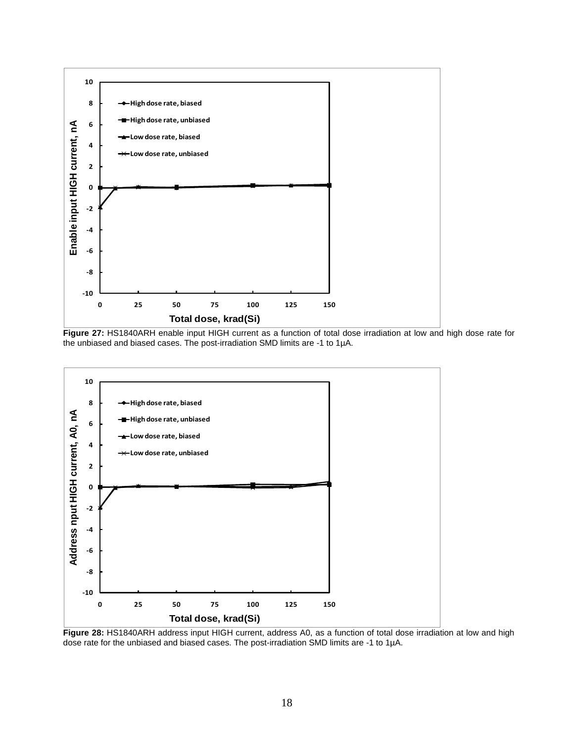**Figure 27:** HS1840ARH enable input HIGH current as a function of total dose irradiation at low and high dose rate for the unbiased and biased cases. The post-irradiation SMD limits are -1 to 1µA.

**Figure 28:** HS1840ARH address input HIGH current, address A0, as a function of total dose irradiation at low and high dose rate for the unbiased and biased cases. The post-irradiation SMD limits are -1 to 1µA.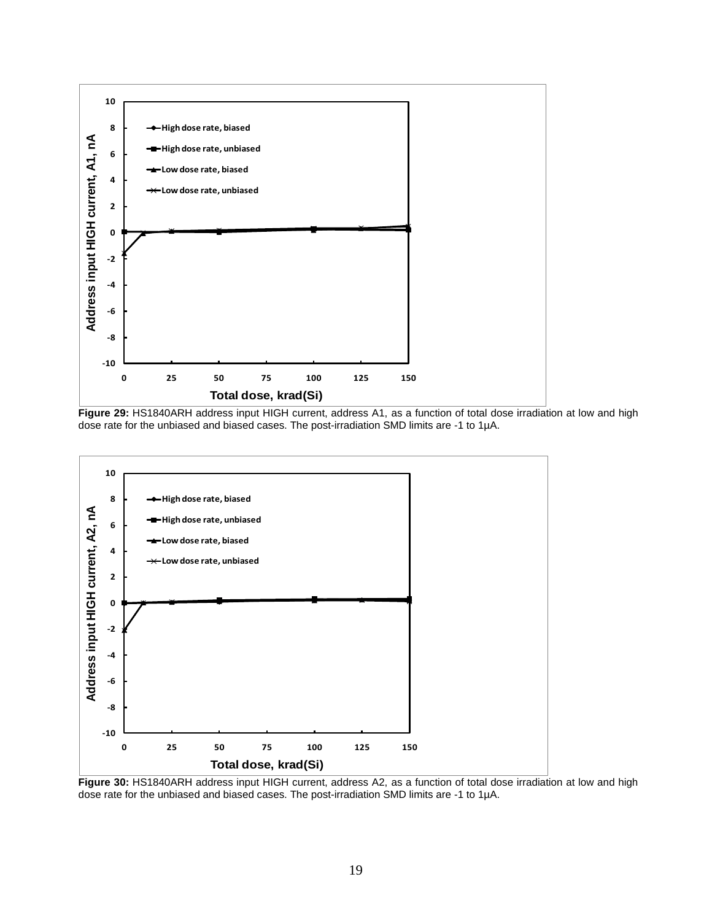**Figure 29:** HS1840ARH address input HIGH current, address A1, as a function of total dose irradiation at low and high dose rate for the unbiased and biased cases. The post-irradiation SMD limits are -1 to 1µA.

**Figure 30:** HS1840ARH address input HIGH current, address A2, as a function of total dose irradiation at low and high dose rate for the unbiased and biased cases. The post-irradiation SMD limits are -1 to 1µA.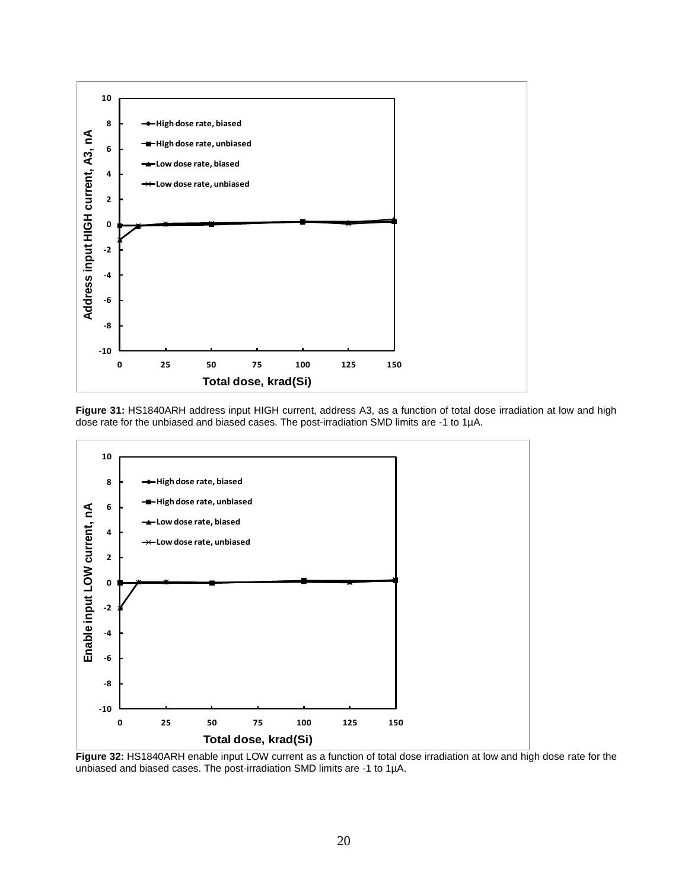**Figure 31:** HS1840ARH address input HIGH current, address A3, as a function of total dose irradiation at low and high dose rate for the unbiased and biased cases. The post-irradiation SMD limits are -1 to 1µA.

**Figure 32:** HS1840ARH enable input LOW current as a function of total dose irradiation at low and high dose rate for the unbiased and biased cases. The post-irradiation SMD limits are -1 to 1µA.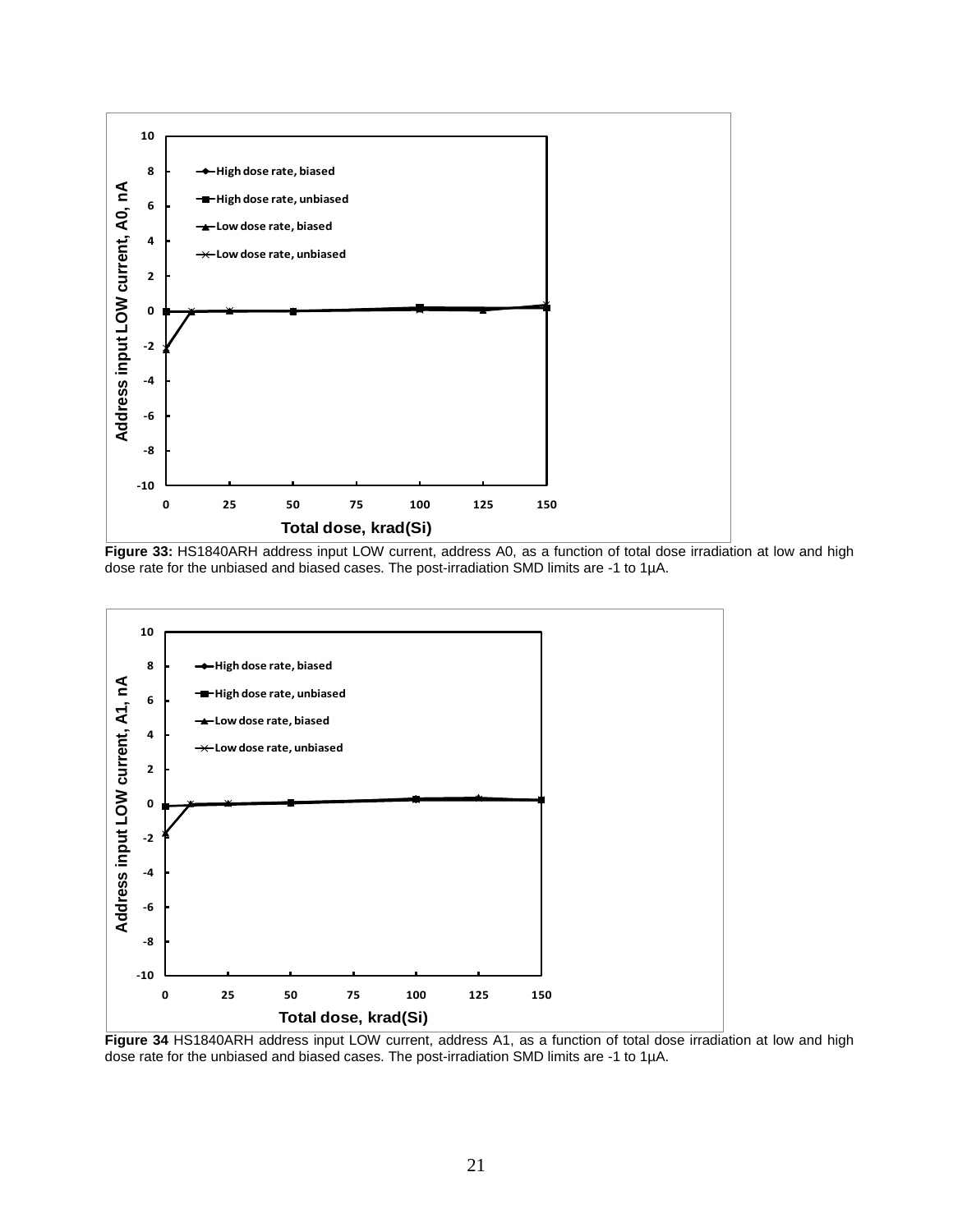**Figure 33:** HS1840ARH address input LOW current, address A0, as a function of total dose irradiation at low and high dose rate for the unbiased and biased cases. The post-irradiation SMD limits are -1 to 1µA.

**Figure 34** HS1840ARH address input LOW current, address A1, as a function of total dose irradiation at low and high dose rate for the unbiased and biased cases. The post-irradiation SMD limits are -1 to 1µA.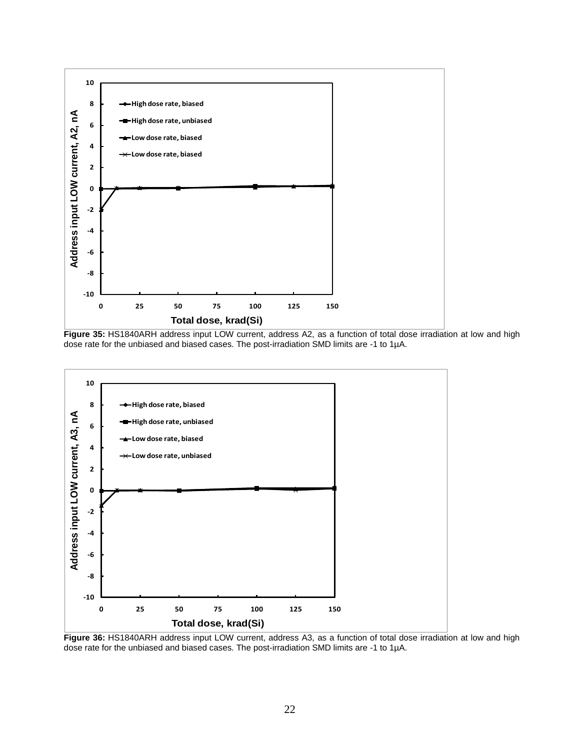**Figure 35:** HS1840ARH address input LOW current, address A2, as a function of total dose irradiation at low and high dose rate for the unbiased and biased cases. The post-irradiation SMD limits are -1 to 1µA.

**Figure 36:** HS1840ARH address input LOW current, address A3, as a function of total dose irradiation at low and high dose rate for the unbiased and biased cases. The post-irradiation SMD limits are -1 to 1µA.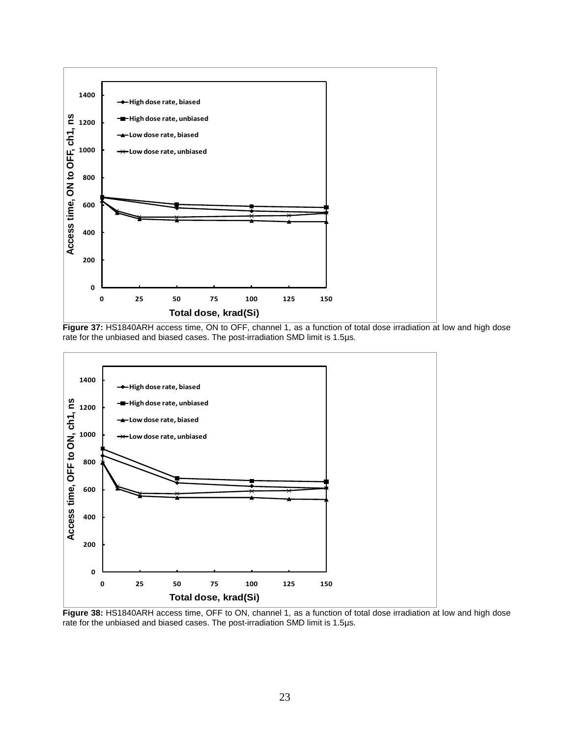**Figure 37:** HS1840ARH access time, ON to OFF, channel 1, as a function of total dose irradiation at low and high dose rate for the unbiased and biased cases. The post-irradiation SMD limit is 1.5µs.

**Figure 38:** HS1840ARH access time, OFF to ON, channel 1, as a function of total dose irradiation at low and high dose rate for the unbiased and biased cases. The post-irradiation SMD limit is 1.5µs.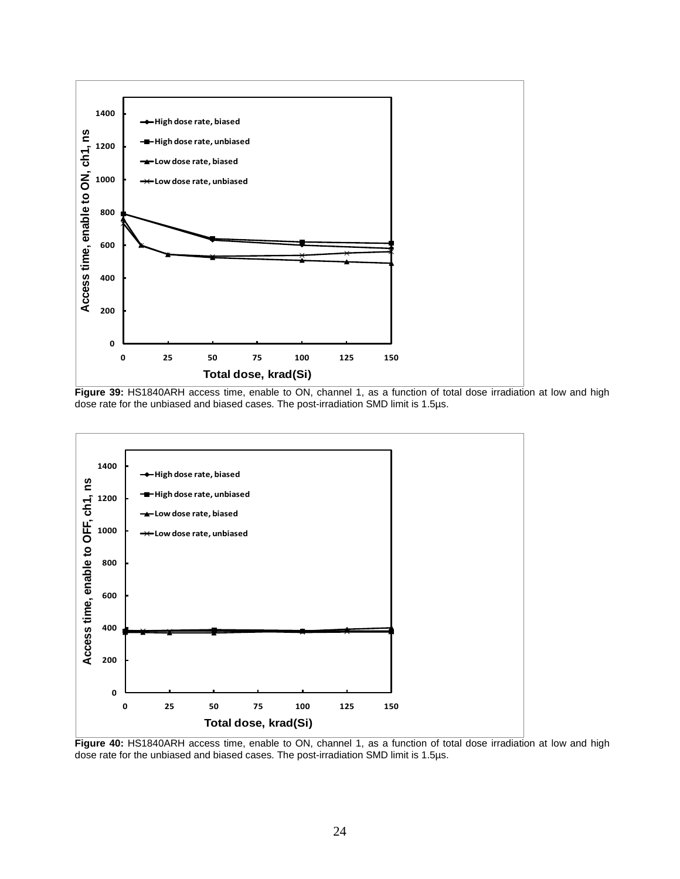**Figure 39:** HS1840ARH access time, enable to ON, channel 1, as a function of total dose irradiation at low and high dose rate for the unbiased and biased cases. The post-irradiation SMD limit is 1.5µs.

**Figure 40:** HS1840ARH access time, enable to ON, channel 1, as a function of total dose irradiation at low and high dose rate for the unbiased and biased cases. The post-irradiation SMD limit is 1.5µs.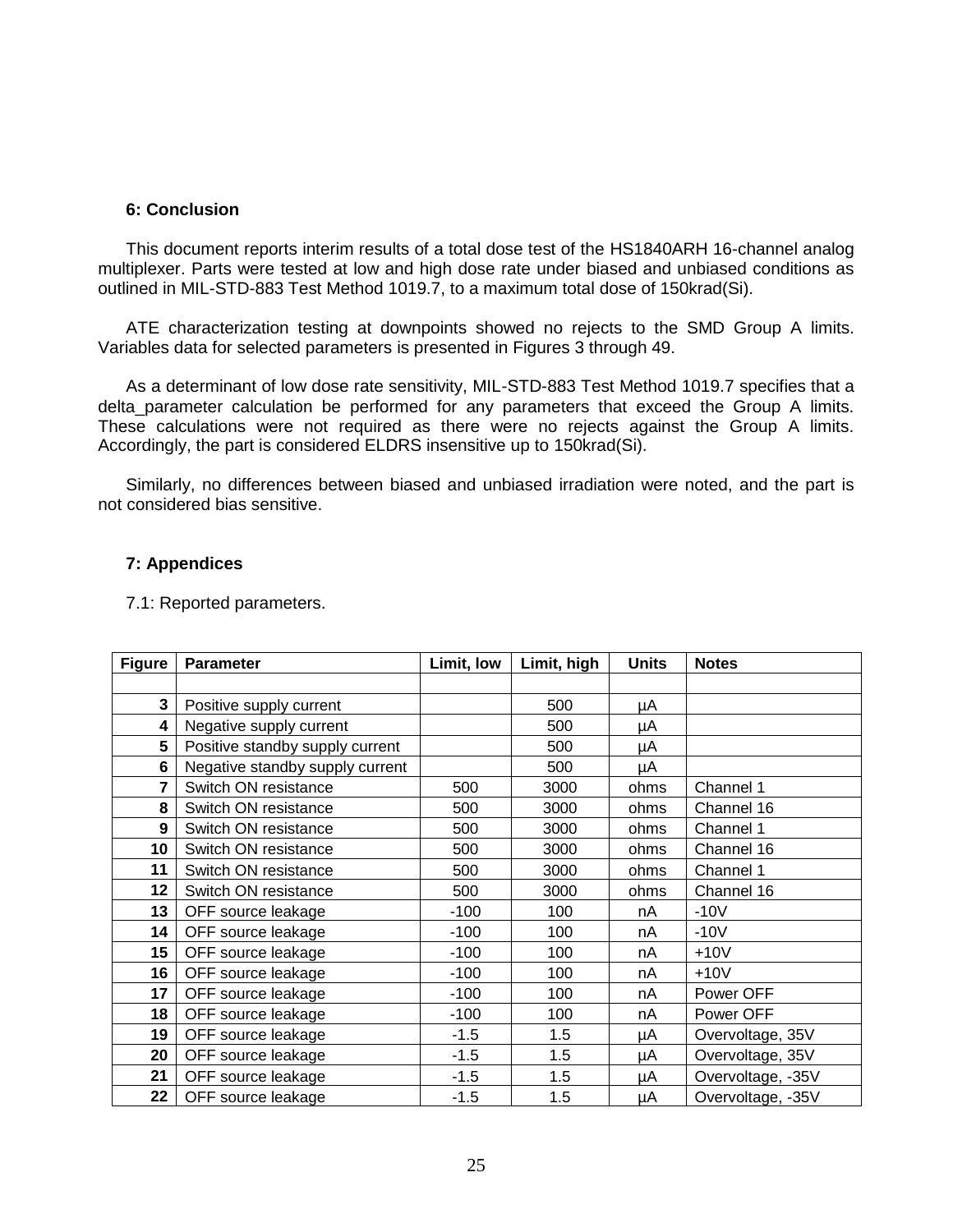### 6: Conclusion

This document reports interim results of a total dose test of the HS1840ARH 16-channel analog multiplexer. Parts were tested at low and high dose rate under biased and unbiased conditions as outlined in MIL-STD-883 Test Method 1019.7, to a maximum total dose of 150krad(Si).

ATE characterization testing at downpoints showed no rejects to the SMD Group A limits. Variables data for selected parameters is presented in Figures 3 through 49.

As a determinant of low dose rate sensitivity, MIL-STD-883 Test Method 1019.7 specifies that a delta_parameter calculation be performed for any parameters that exceed the Group A limits. These calculations were not required as there were no rejects against the Group A limits. Accordingly, the part is considered ELDRS insensitive up to 150krad(Si).

Similarly, no differences between biased and unbiased irradiation were noted, and the part is not considered bias sensitive.

### 7: Appendices

7.1: Reported parameters.

| Figure | Parameter | Limit, low | Limit, high | Units | Notes |
|---|---|---|---|---|---|
| | | | | | |
| 3 | Positive supply current | | 500 | µA | |
| 4 | Negative supply current | | 500 | µA | |
| 5 | Positive standby supply current | | 500 | µA | |
| 6 | Negative standby supply current | | 500 | µA | |
| 7 | Switch ON resistance | 500 | 3000 | ohms | Channel 1 |
| 8 | Switch ON resistance | 500 | 3000 | ohms | Channel 16 |
| 9 | Switch ON resistance | 500 | 3000 | ohms | Channel 1 |
| 10 | Switch ON resistance | 500 | 3000 | ohms | Channel 16 |
| 11 | Switch ON resistance | 500 | 3000 | ohms | Channel 1 |
| 12 | Switch ON resistance | 500 | 3000 | ohms | Channel 16 |
| 13 | OFF source leakage | -100 | 100 | nA | -10V |
| 14 | OFF source leakage | -100 | 100 | nA | -10V |
| 15 | OFF source leakage | -100 | 100 | nA | +10V |
| 16 | OFF source leakage | -100 | 100 | nA | +10V |
| 17 | OFF source leakage | -100 | 100 | nA | Power OFF |
| 18 | OFF source leakage | -100 | 100 | nA | Power OFF |
| 19 | OFF source leakage | -1.5 | 1.5 | µA | Overvoltage, 35V |
| 20 | OFF source leakage | -1.5 | 1.5 | µA | Overvoltage, 35V |
| 21 | OFF source leakage | -1.5 | 1.5 | µA | Overvoltage, -35V |
| 22 | OFF source leakage | -1.5 | 1.5 | µA | Overvoltage, -35V |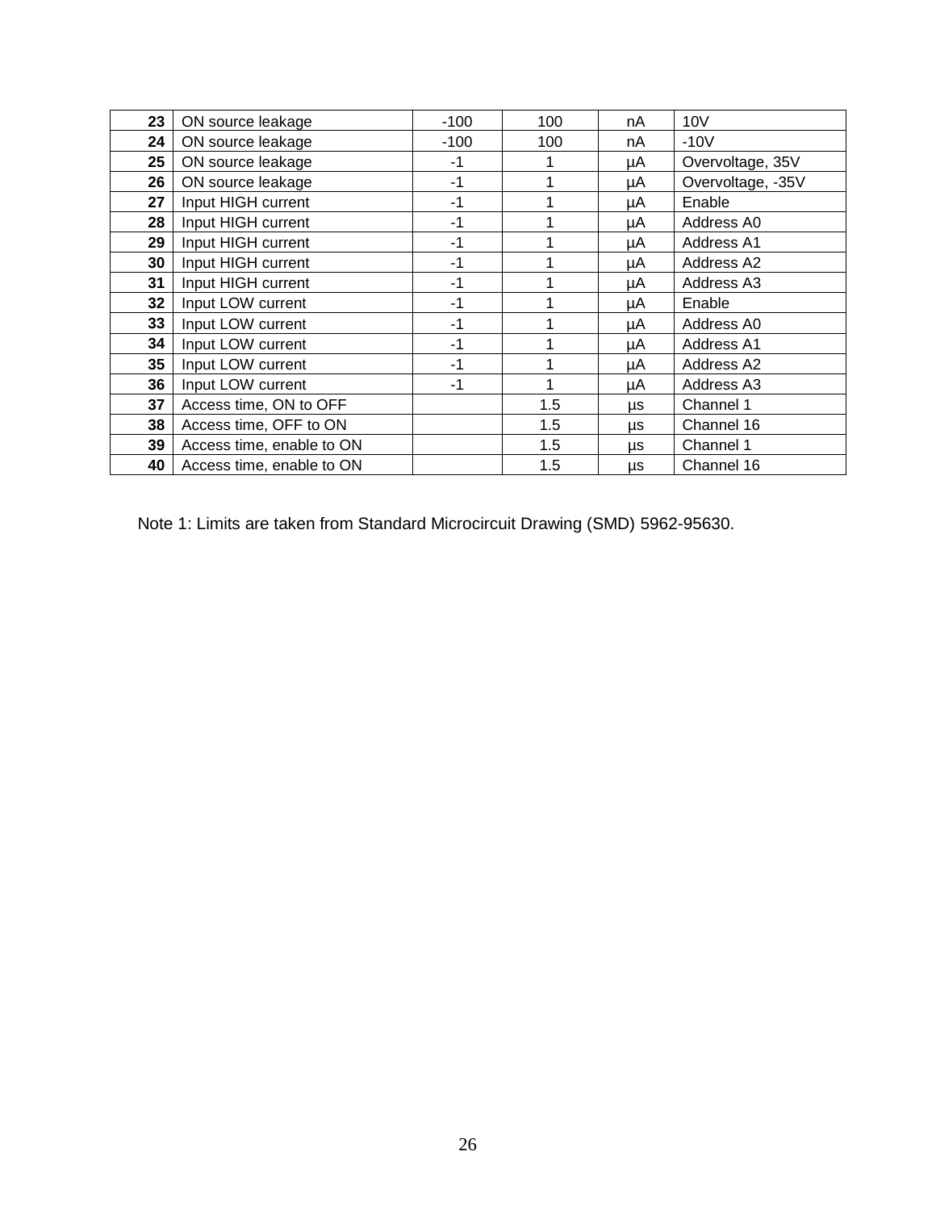| | | | | | |
|---|---|---|---|---|---|
| **23** | ON source leakage | -100 | 100 | nA | 10V |
| **24** | ON source leakage | -100 | 100 | nA | -10V |
| **25** | ON source leakage | -1 | 1 | µA | Overvoltage, 35V |
| **26** | ON source leakage | -1 | 1 | µA | Overvoltage, -35V |
| **27** | Input HIGH current | -1 | 1 | µA | Enable |
| **28** | Input HIGH current | -1 | 1 | µA | Address A0 |
| **29** | Input HIGH current | -1 | 1 | µA | Address A1 |
| **30** | Input HIGH current | -1 | 1 | µA | Address A2 |
| **31** | Input HIGH current | -1 | 1 | µA | Address A3 |
| **32** | Input LOW current | -1 | 1 | µA | Enable |
| **33** | Input LOW current | -1 | 1 | µA | Address A0 |
| **34** | Input LOW current | -1 | 1 | µA | Address A1 |
| **35** | Input LOW current | -1 | 1 | µA | Address A2 |
| **36** | Input LOW current | -1 | 1 | µA | Address A3 |
| **37** | Access time, ON to OFF | | 1.5 | µs | Channel 1 |
| **38** | Access time, OFF to ON | | 1.5 | µs | Channel 16 |
| **39** | Access time, enable to ON | | 1.5 | µs | Channel 1 |
| **40** | Access time, enable to ON | | 1.5 | µs | Channel 16 |

Note 1: Limits are taken from Standard Microcircuit Drawing (SMD) 5962-95630.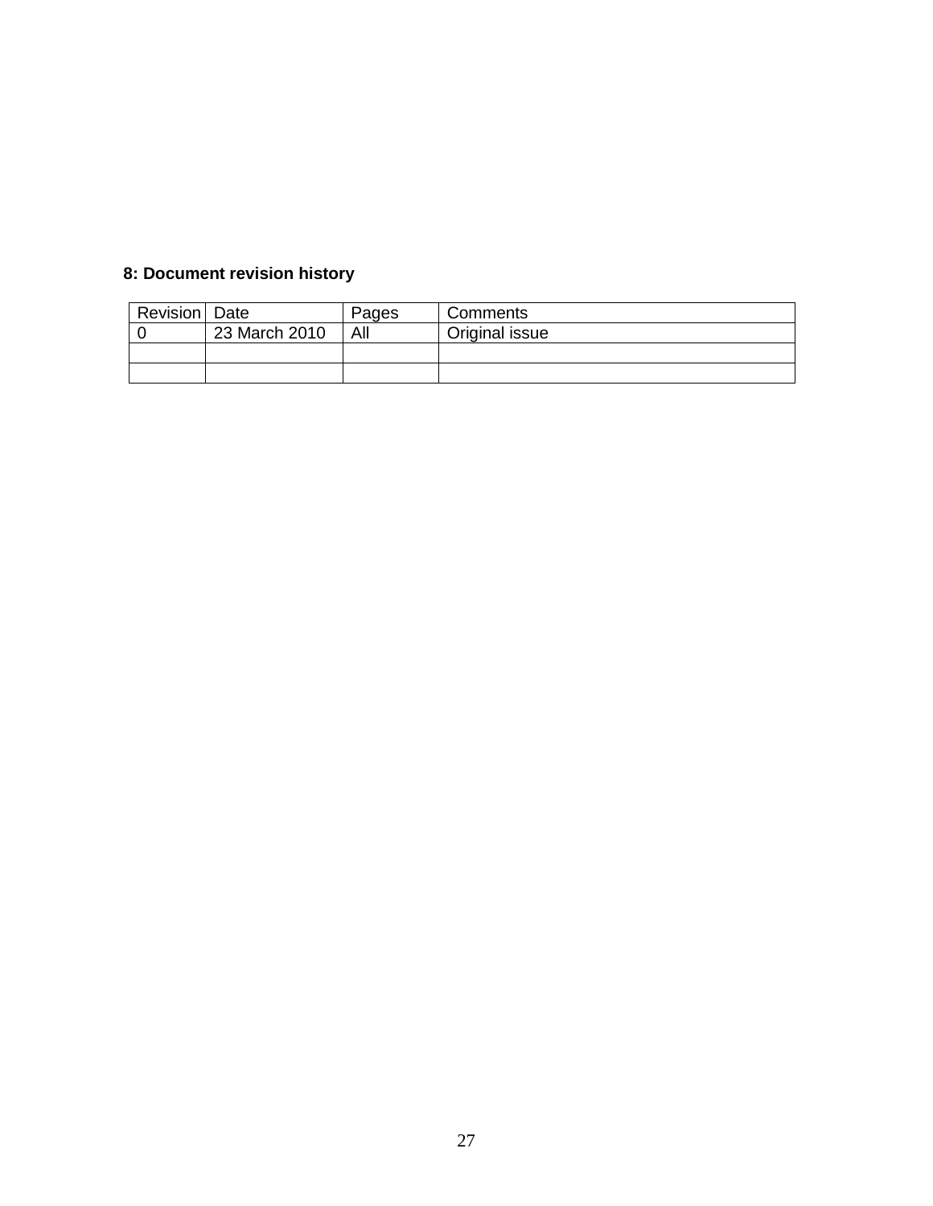**8: Document revision history**

| Revision | Date | Pages | Comments |
|---|---|---|---|
| 0 | 23 March 2010 | All | Original issue |
| | | | |
| | | | |